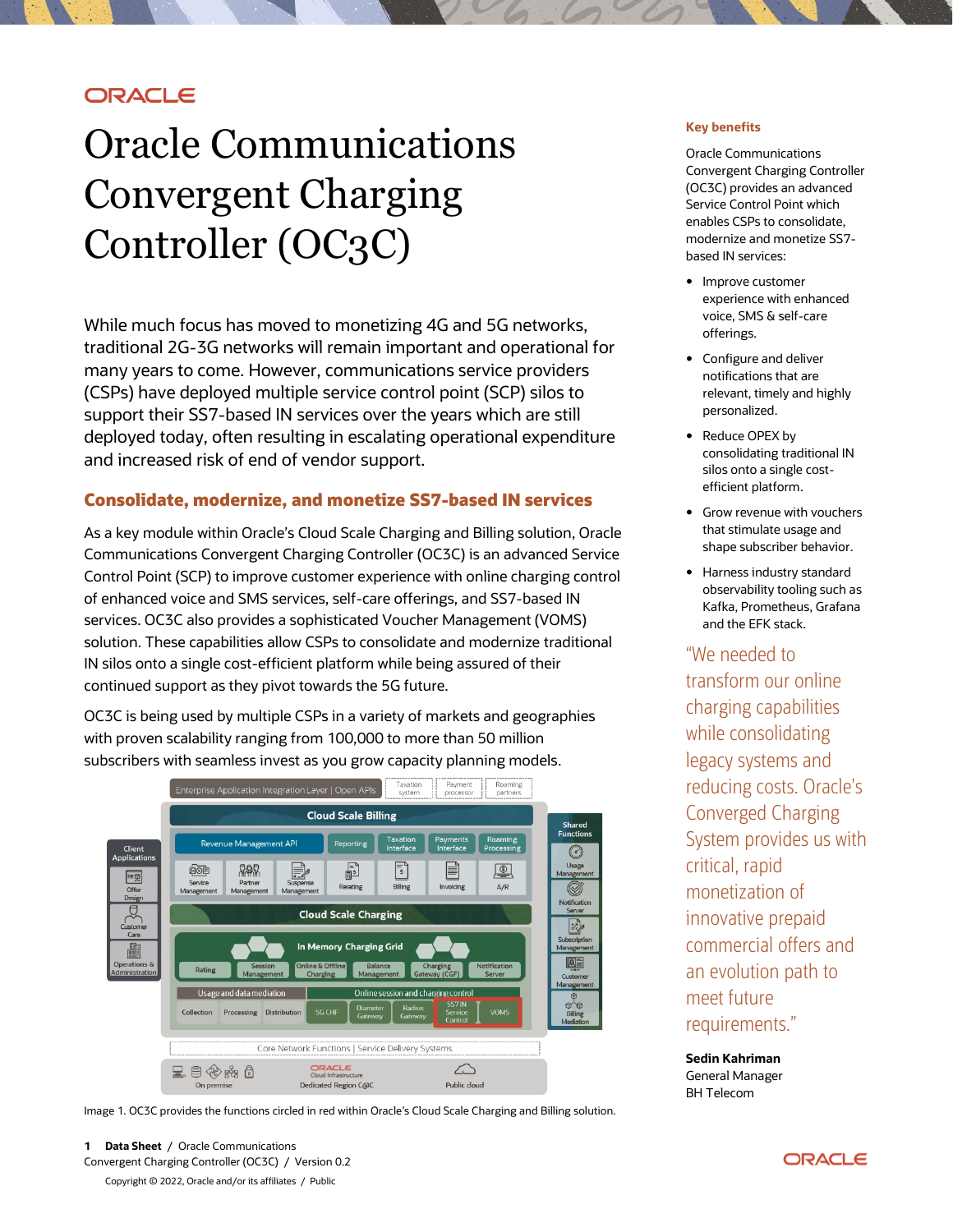# Oracle Communications Convergent Charging Controller (OC3C)

While much focus has moved to monetizing 4G and 5G networks, traditional 2G-3G networks will remain important and operational for many years to come. However, communications service providers (CSPs) have deployed multiple service control point (SCP) silos to support their SS7-based IN services over the years which are still deployed today, often resulting in escalating operational expenditure and increased risk of end of vendor support.

## Consolidate, modernize, and monetize SS7-based IN services

As a key module within Oracle's Cloud Scale Charging and Billing solution, Oracle Communications Convergent Charging Controller (OC3C) is an advanced Service Control Point (SCP) to improve customer experience with online charging control of enhanced voice and SMS services, self-care offerings, and SS7-based IN services. OC3C also provides a sophisticated Voucher Management (VOMS) solution. These capabilities allow CSPs to consolidate and modernize traditional IN silos onto a single cost-efficient platform while being assured of their continued support as they pivot towards the 5G future.

OC3C is being used by multiple CSPs in a variety of markets and geographies with proven scalability ranging from 100,000 to more than 50 million subscribers with seamless invest as you grow capacity planning models.

Image 1. OC3C provides the functions circled in red within Oracle's Cloud Scale Charging and Billing solution.

### Key benefits

Oracle Communications Convergent Charging Controller (OC3C) provides an advanced Service Control Point which enables CSPs to consolidate, modernize and monetize SS7-based IN services:

- Improve customer experience with enhanced voice, SMS & self-care offerings.
- Configure and deliver notifications that are relevant, timely and highly personalized.
- Reduce OPEX by consolidating traditional IN silos onto a single cost-efficient platform.
- Grow revenue with vouchers that stimulate usage and shape subscriber behavior.
- Harness industry standard observability tooling such as Kafka, Prometheus, Grafana and the EFK stack.

"We needed to transform our online charging capabilities while consolidating legacy systems and reducing costs. Oracle's Converged Charging System provides us with critical, rapid monetization of innovative prepaid commercial offers and an evolution path to meet future requirements."

**Sedin Kahriman**
General Manager
BH Telecom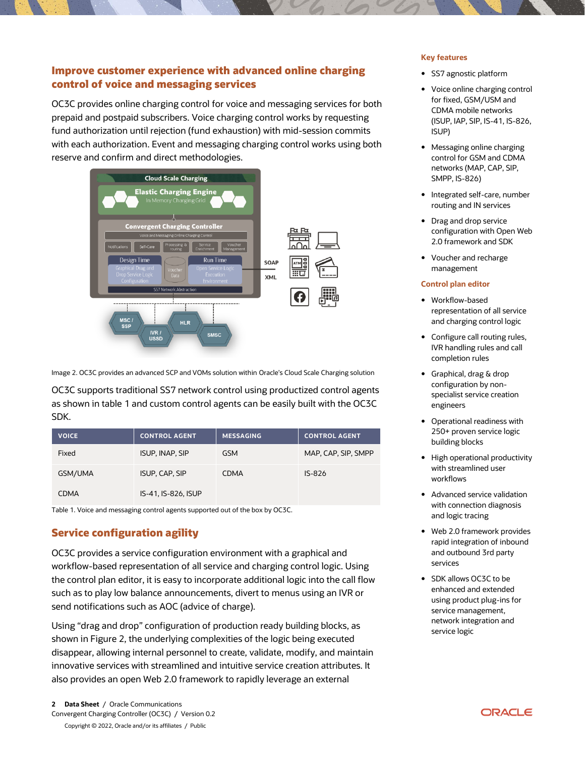## Improve customer experience with advanced online charging control of voice and messaging services

OC3C provides online charging control for voice and messaging services for both prepaid and postpaid subscribers. Voice charging control works by requesting fund authorization until rejection (fund exhaustion) with mid-session commits with each authorization. Event and messaging charging control works using both reserve and confirm and direct methodologies.

Image 2. OC3C provides an advanced SCP and VOMs solution within Oracle's Cloud Scale Charging solution

OC3C supports traditional SS7 network control using productized control agents as shown in table 1 and custom control agents can be easily built with the OC3C SDK.

| VOICE | CONTROL AGENT | MESSAGING | CONTROL AGENT |
| --- | --- | --- | --- |
| Fixed | ISUP, INAP, SIP | GSM | MAP, CAP, SIP, SMPP |
| GSM/UMA | ISUP, CAP, SIP | CDMA | IS-826 |
| CDMA | IS-41, IS-826, ISUP | | |

Table 1. Voice and messaging control agents supported out of the box by OC3C.

## Service configuration agility

OC3C provides a service configuration environment with a graphical and workflow-based representation of all service and charging control logic. Using the control plan editor, it is easy to incorporate additional logic into the call flow such as to play low balance announcements, divert to menus using an IVR or send notifications such as AOC (advice of charge).

Using "drag and drop" configuration of production ready building blocks, as shown in Figure 2, the underlying complexities of the logic being executed disappear, allowing internal personnel to create, validate, modify, and maintain innovative services with streamlined and intuitive service creation attributes. It also provides an open Web 2.0 framework to rapidly leverage an external

### Key features

- SS7 agnostic platform
- Voice online charging control for fixed, GSM/USM and CDMA mobile networks (ISUP, IAP, SIP, IS-41, IS-826, ISUP)
- Messaging online charging control for GSM and CDMA networks (MAP, CAP, SIP, SMPP, IS-826)
- Integrated self-care, number routing and IN services
- Drag and drop service configuration with Open Web 2.0 framework and SDK
- Voucher and recharge management

### Control plan editor

- Workflow-based representation of all service and charging control logic
- Configure call routing rules, IVR handling rules and call completion rules
- Graphical, drag & drop configuration by non-specialist service creation engineers
- Operational readiness with 250+ proven service logic building blocks
- High operational productivity with streamlined user workflows
- Advanced service validation with connection diagnosis and logic tracing
- Web 2.0 framework provides rapid integration of inbound and outbound 3rd party services
- SDK allows OC3C to be enhanced and extended using product plug-ins for service management, network integration and service logic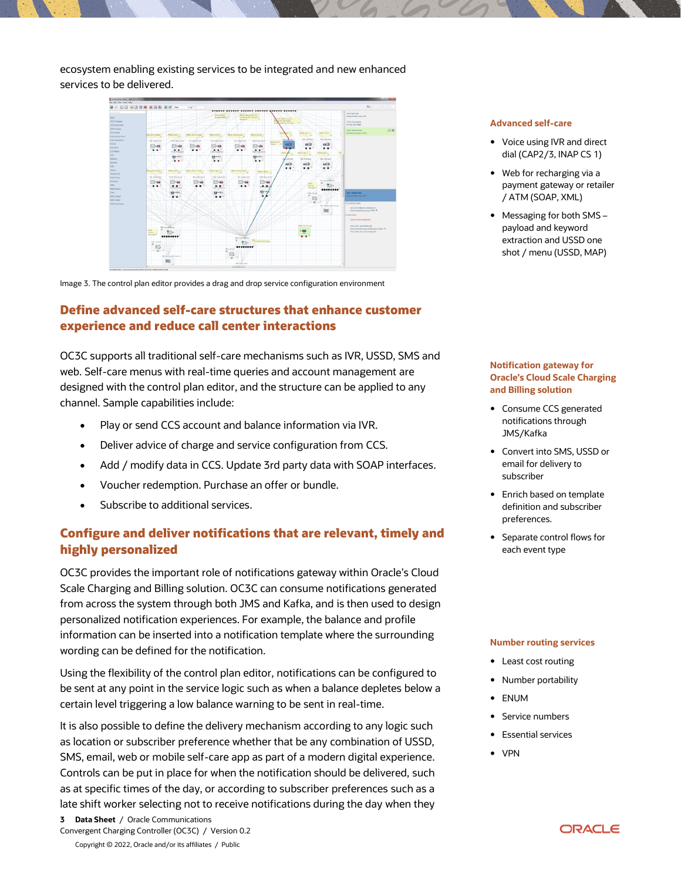ecosystem enabling existing services to be integrated and new enhanced services to be delivered.

Image 3. The control plan editor provides a drag and drop service configuration environment

## Define advanced self-care structures that enhance customer experience and reduce call center interactions

OC3C supports all traditional self-care mechanisms such as IVR, USSD, SMS and web. Self-care menus with real-time queries and account management are designed with the control plan editor, and the structure can be applied to any channel. Sample capabilities include:

- Play or send CCS account and balance information via IVR.
- Deliver advice of charge and service configuration from CCS.
- Add / modify data in CCS. Update 3rd party data with SOAP interfaces.
- Voucher redemption. Purchase an offer or bundle.
- Subscribe to additional services.

## Configure and deliver notifications that are relevant, timely and highly personalized

OC3C provides the important role of notifications gateway within Oracle's Cloud Scale Charging and Billing solution. OC3C can consume notifications generated from across the system through both JMS and Kafka, and is then used to design personalized notification experiences. For example, the balance and profile information can be inserted into a notification template where the surrounding wording can be defined for the notification.

Using the flexibility of the control plan editor, notifications can be configured to be sent at any point in the service logic such as when a balance depletes below a certain level triggering a low balance warning to be sent in real-time.

It is also possible to define the delivery mechanism according to any logic such as location or subscriber preference whether that be any combination of USSD, SMS, email, web or mobile self-care app as part of a modern digital experience. Controls can be put in place for when the notification should be delivered, such as at specific times of the day, or according to subscriber preferences such as a late shift worker selecting not to receive notifications during the day when they

### Advanced self-care

- Voice using IVR and direct dial (CAP2/3, INAP CS 1)
- Web for recharging via a payment gateway or retailer / ATM (SOAP, XML)
- Messaging for both SMS – payload and keyword extraction and USSD one shot / menu (USSD, MAP)

### Notification gateway for Oracle's Cloud Scale Charging and Billing solution

- Consume CCS generated notifications through JMS/Kafka
- Convert into SMS, USSD or email for delivery to subscriber
- Enrich based on template definition and subscriber preferences.
- Separate control flows for each event type

### Number routing services

- Least cost routing
- Number portability
- ENUM
- Service numbers
- Essential services
- VPN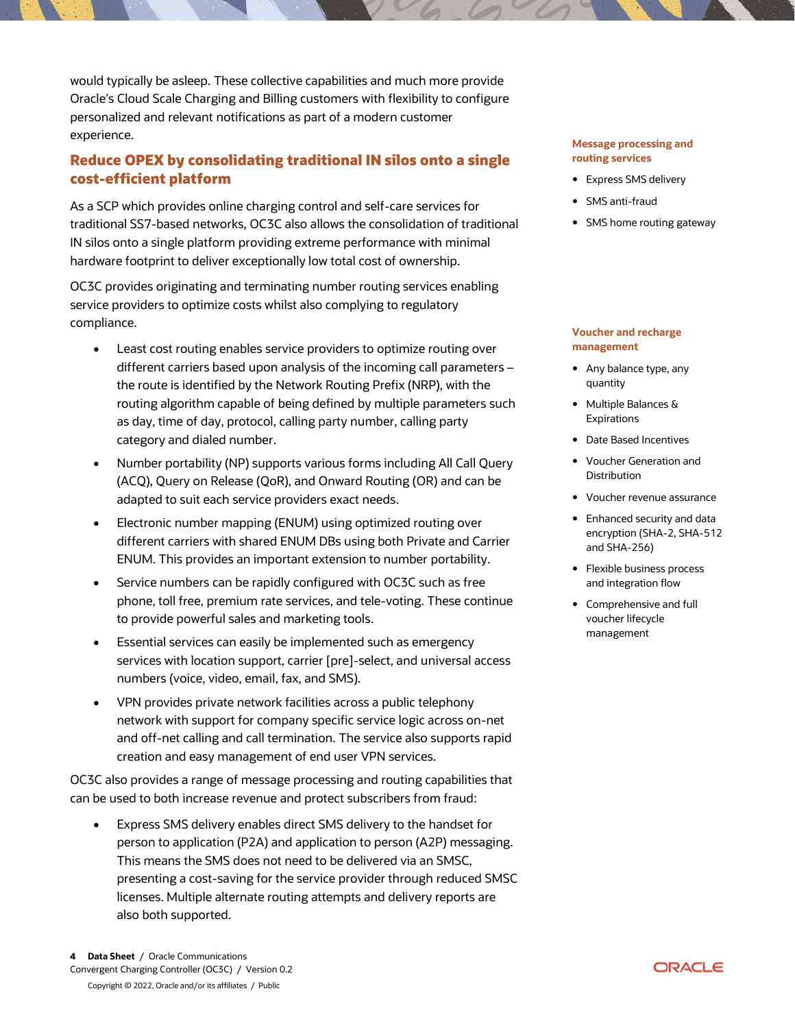would typically be asleep. These collective capabilities and much more provide Oracle's Cloud Scale Charging and Billing customers with flexibility to configure personalized and relevant notifications as part of a modern customer experience.

## Reduce OPEX by consolidating traditional IN silos onto a single cost-efficient platform

As a SCP which provides online charging control and self-care services for traditional SS7-based networks, OC3C also allows the consolidation of traditional IN silos onto a single platform providing extreme performance with minimal hardware footprint to deliver exceptionally low total cost of ownership.

OC3C provides originating and terminating number routing services enabling service providers to optimize costs whilst also complying to regulatory compliance.

- Least cost routing enables service providers to optimize routing over different carriers based upon analysis of the incoming call parameters – the route is identified by the Network Routing Prefix (NRP), with the routing algorithm capable of being defined by multiple parameters such as day, time of day, protocol, calling party number, calling party category and dialed number.
- Number portability (NP) supports various forms including All Call Query (ACQ), Query on Release (QoR), and Onward Routing (OR) and can be adapted to suit each service providers exact needs.
- Electronic number mapping (ENUM) using optimized routing over different carriers with shared ENUM DBs using both Private and Carrier ENUM. This provides an important extension to number portability.
- Service numbers can be rapidly configured with OC3C such as free phone, toll free, premium rate services, and tele-voting. These continue to provide powerful sales and marketing tools.
- Essential services can easily be implemented such as emergency services with location support, carrier [pre]-select, and universal access numbers (voice, video, email, fax, and SMS).
- VPN provides private network facilities across a public telephony network with support for company specific service logic across on-net and off-net calling and call termination. The service also supports rapid creation and easy management of end user VPN services.

OC3C also provides a range of message processing and routing capabilities that can be used to both increase revenue and protect subscribers from fraud:

- Express SMS delivery enables direct SMS delivery to the handset for person to application (P2A) and application to person (A2P) messaging. This means the SMS does not need to be delivered via an SMSC, presenting a cost-saving for the service provider through reduced SMSC licenses. Multiple alternate routing attempts and delivery reports are also both supported.

**Message processing and routing services**

- Express SMS delivery
- SMS anti-fraud
- SMS home routing gateway

**Voucher and recharge management**

- Any balance type, any quantity
- Multiple Balances & Expirations
- Date Based Incentives
- Voucher Generation and Distribution
- Voucher revenue assurance
- Enhanced security and data encryption (SHA-2, SHA-512 and SHA-256)
- Flexible business process and integration flow
- Comprehensive and full voucher lifecycle management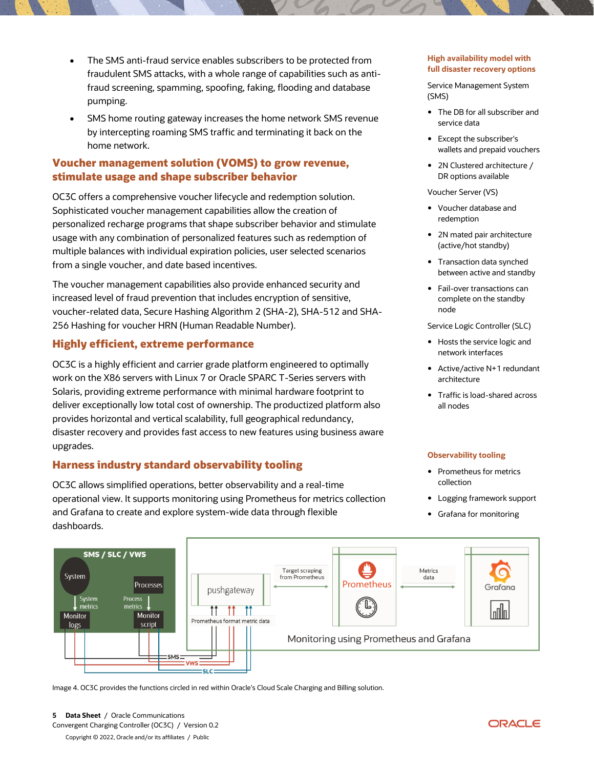- The SMS anti-fraud service enables subscribers to be protected from fraudulent SMS attacks, with a whole range of capabilities such as anti-fraud screening, spamming, spoofing, faking, flooding and database pumping.
- SMS home routing gateway increases the home network SMS revenue by intercepting roaming SMS traffic and terminating it back on the home network.

## Voucher management solution (VOMS) to grow revenue, stimulate usage and shape subscriber behavior

OC3C offers a comprehensive voucher lifecycle and redemption solution. Sophisticated voucher management capabilities allow the creation of personalized recharge programs that shape subscriber behavior and stimulate usage with any combination of personalized features such as redemption of multiple balances with individual expiration policies, user selected scenarios from a single voucher, and date based incentives.

The voucher management capabilities also provide enhanced security and increased level of fraud prevention that includes encryption of sensitive, voucher-related data, Secure Hashing Algorithm 2 (SHA-2), SHA-512 and SHA-256 Hashing for voucher HRN (Human Readable Number).

## Highly efficient, extreme performance

OC3C is a highly efficient and carrier grade platform engineered to optimally work on the X86 servers with Linux 7 or Oracle SPARC T-Series servers with Solaris, providing extreme performance with minimal hardware footprint to deliver exceptionally low total cost of ownership. The productized platform also provides horizontal and vertical scalability, full geographical redundancy, disaster recovery and provides fast access to new features using business aware upgrades.

## Harness industry standard observability tooling

OC3C allows simplified operations, better observability and a real-time operational view. It supports monitoring using Prometheus for metrics collection and Grafana to create and explore system-wide data through flexible dashboards.

### High availability model with full disaster recovery options

Service Management System (SMS)

- The DB for all subscriber and service data
- Except the subscriber's wallets and prepaid vouchers
- 2N Clustered architecture / DR options available

Voucher Server (VS)

- Voucher database and redemption
- 2N mated pair architecture (active/hot standby)
- Transaction data synched between active and standby
- Fail-over transactions can complete on the standby node

Service Logic Controller (SLC)

- Hosts the service logic and network interfaces
- Active/active N+1 redundant architecture
- Traffic is load-shared across all nodes

### Observability tooling

- Prometheus for metrics collection
- Logging framework support
- Grafana for monitoring

Image 4. OC3C provides the functions circled in red within Oracle's Cloud Scale Charging and Billing solution.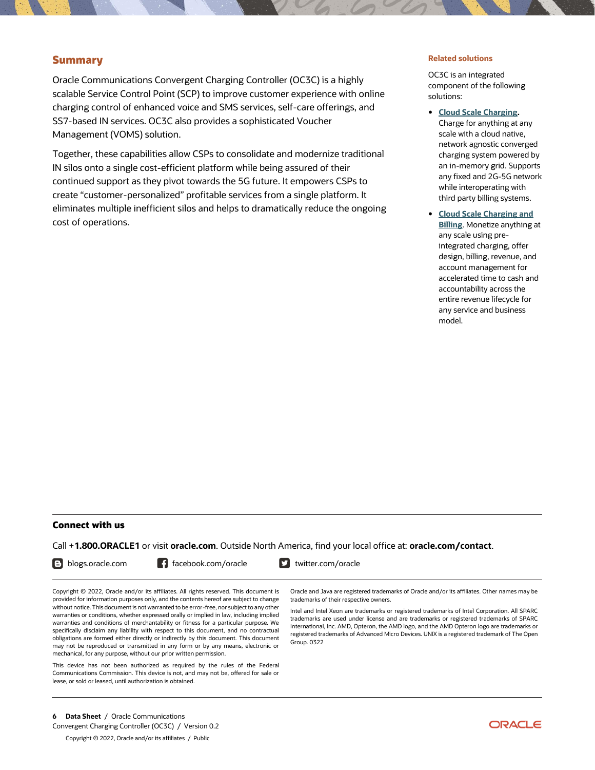## Summary

Oracle Communications Convergent Charging Controller (OC3C) is a highly scalable Service Control Point (SCP) to improve customer experience with online charging control of enhanced voice and SMS services, self-care offerings, and SS7-based IN services. OC3C also provides a sophisticated Voucher Management (VOMS) solution.

Together, these capabilities allow CSPs to consolidate and modernize traditional IN silos onto a single cost-efficient platform while being assured of their continued support as they pivot towards the 5G future. It empowers CSPs to create "customer-personalized" profitable services from a single platform. It eliminates multiple inefficient silos and helps to dramatically reduce the ongoing cost of operations.

### Related solutions

OC3C is an integrated component of the following solutions:

- **Cloud Scale Charging.** Charge for anything at any scale with a cloud native, network agnostic converged charging system powered by an in-memory grid. Supports any fixed and 2G-5G network while interoperating with third party billing systems.
- **Cloud Scale Charging and Billing**. Monetize anything at any scale using pre-integrated charging, offer design, billing, revenue, and account management for accelerated time to cash and accountability across the entire revenue lifecycle for any service and business model.

## Connect with us

Call +**1.800.ORACLE1** or visit **oracle.com**. Outside North America, find your local office at: **oracle.com/contact**.

blogs.oracle.com    facebook.com/oracle    twitter.com/oracle

Copyright © 2022, Oracle and/or its affiliates. All rights reserved. This document is provided for information purposes only, and the contents hereof are subject to change without notice. This document is not warranted to be error-free, nor subject to any other warranties or conditions, whether expressed orally or implied in law, including implied warranties and conditions of merchantability or fitness for a particular purpose. We specifically disclaim any liability with respect to this document, and no contractual obligations are formed either directly or indirectly by this document. This document may not be reproduced or transmitted in any form or by any means, electronic or mechanical, for any purpose, without our prior written permission.

This device has not been authorized as required by the rules of the Federal Communications Commission. This device is not, and may not be, offered for sale or lease, or sold or leased, until authorization is obtained.

Oracle and Java are registered trademarks of Oracle and/or its affiliates. Other names may be trademarks of their respective owners.

Intel and Intel Xeon are trademarks or registered trademarks of Intel Corporation. All SPARC trademarks are used under license and are trademarks or registered trademarks of SPARC International, Inc. AMD, Opteron, the AMD logo, and the AMD Opteron logo are trademarks or registered trademarks of Advanced Micro Devices. UNIX is a registered trademark of The Open Group. 0322